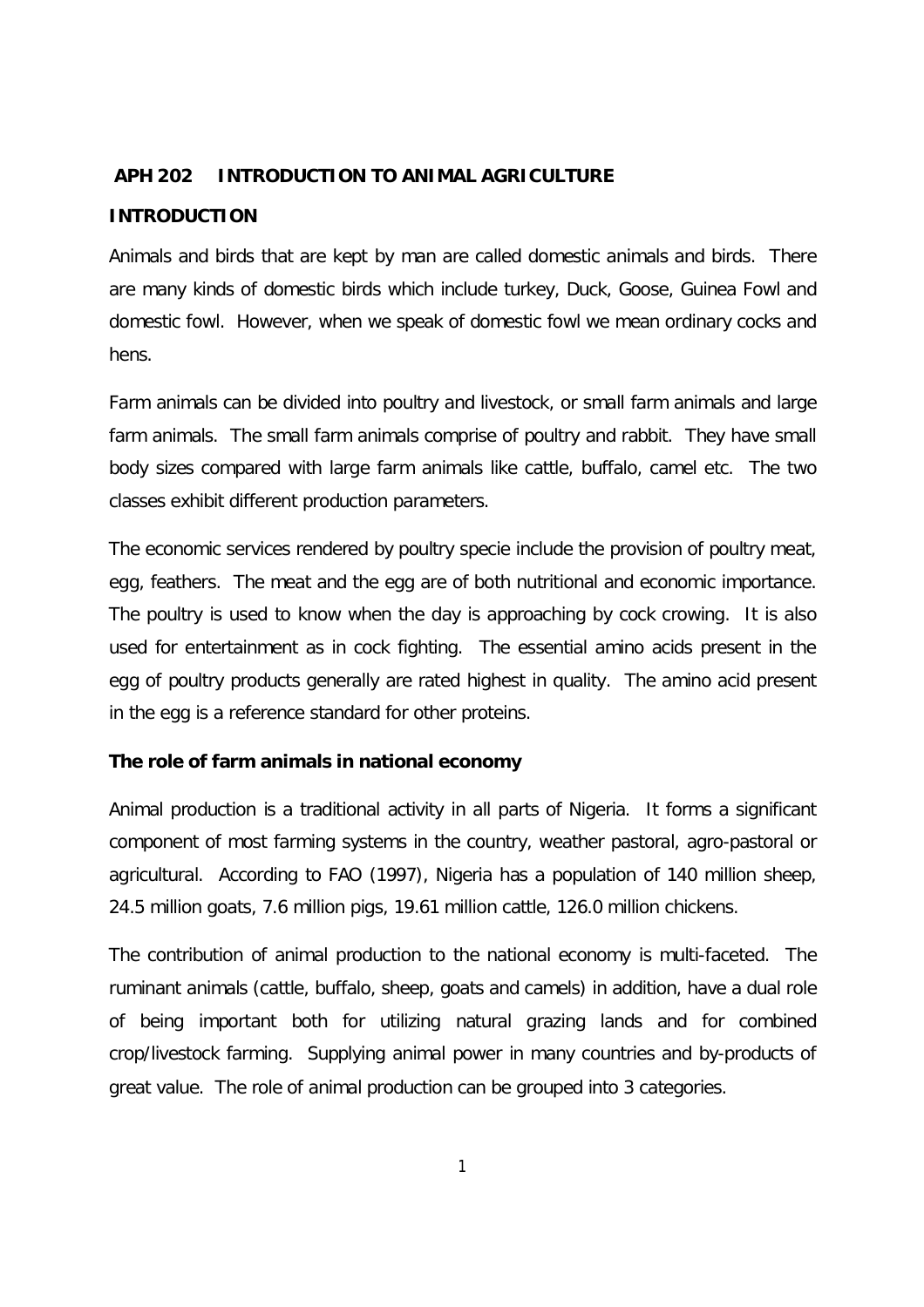**APH 202 INTRODUCTION TO ANIMAL AGRICULTURE**

**INTRODUCTION**

Animals and birds that are kept by man are called domestic animals and birds. There are many kinds of domestic birds which include turkey, Duck, Goose, Guinea Fowl and domestic fowl. However, when we speak of domestic fowl we mean ordinary cocks and hens.

Farm animals can be divided into poultry and livestock, or small farm animals and large farm animals. The small farm animals comprise of poultry and rabbit. They have small body sizes compared with large farm animals like cattle, buffalo, camel etc. The two classes exhibit different production parameters.

The economic services rendered by poultry specie include the provision of poultry meat, egg, feathers. The meat and the egg are of both nutritional and economic importance. The poultry is used to know when the day is approaching by cock crowing. It is also used for entertainment as in cock fighting. The essential amino acids present in the egg of poultry products generally are rated highest in quality. The amino acid present in the egg is a reference standard for other proteins.

**The role of farm animals in national economy**

Animal production is a traditional activity in all parts of Nigeria. It forms a significant component of most farming systems in the country, weather pastoral, agro-pastoral or agricultural. According to FAO (1997), Nigeria has a population of 140 million sheep, 24.5 million goats, 7.6 million pigs, 19.61 million cattle, 126.0 million chickens.

The contribution of animal production to the national economy is multi-faceted. The ruminant animals (cattle, buffalo, sheep, goats and camels) in addition, have a dual role of being important both for utilizing natural grazing lands and for combined crop/livestock farming. Supplying animal power in many countries and by-products of great value. The role of animal production can be grouped into 3 categories.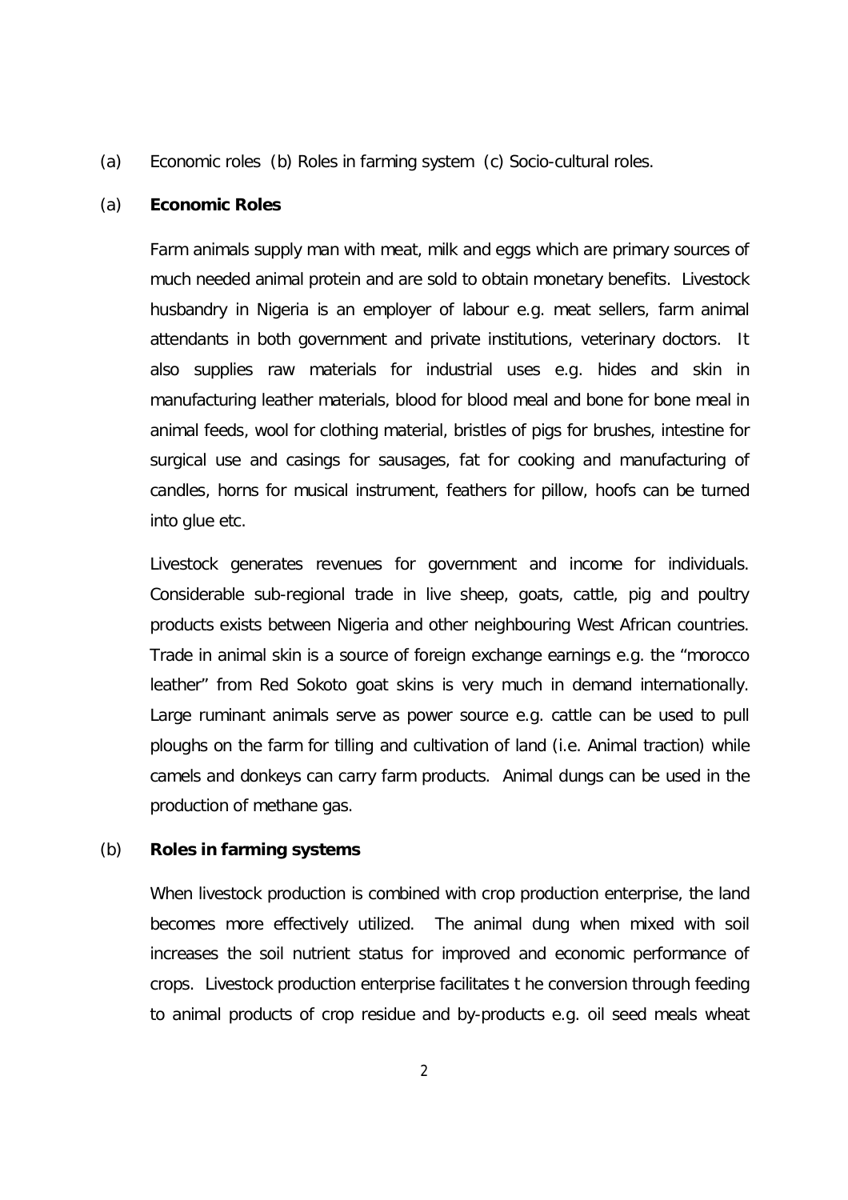(a) Economic roles (b) Roles in farming system (c) Socio-cultural roles.

(a) **Economic Roles**

Farm animals supply man with meat, milk and eggs which are primary sources of much needed animal protein and are sold to obtain monetary benefits. Livestock husbandry in Nigeria is an employer of labour e.g. meat sellers, farm animal attendants in both government and private institutions, veterinary doctors. It also supplies raw materials for industrial uses e.g. hides and skin in manufacturing leather materials, blood for blood meal and bone for bone meal in animal feeds, wool for clothing material, bristles of pigs for brushes, intestine for surgical use and casings for sausages, fat for cooking and manufacturing of candles, horns for musical instrument, feathers for pillow, hoofs can be turned into glue etc.

Livestock generates revenues for government and income for individuals. Considerable sub-regional trade in live sheep, goats, cattle, pig and poultry products exists between Nigeria and other neighbouring West African countries. Trade in animal skin is a source of foreign exchange earnings e.g. the "morocco leather" from Red Sokoto goat skins is very much in demand internationally. Large ruminant animals serve as power source e.g. cattle can be used to pull ploughs on the farm for tilling and cultivation of land (i.e. Animal traction) while camels and donkeys can carry farm products. Animal dungs can be used in the production of methane gas.

(b) **Roles in farming systems**

When livestock production is combined with crop production enterprise, the land becomes more effectively utilized. The animal dung when mixed with soil increases the soil nutrient status for improved and economic performance of crops. Livestock production enterprise facilitates t he conversion through feeding to animal products of crop residue and by-products e.g. oil seed meals wheat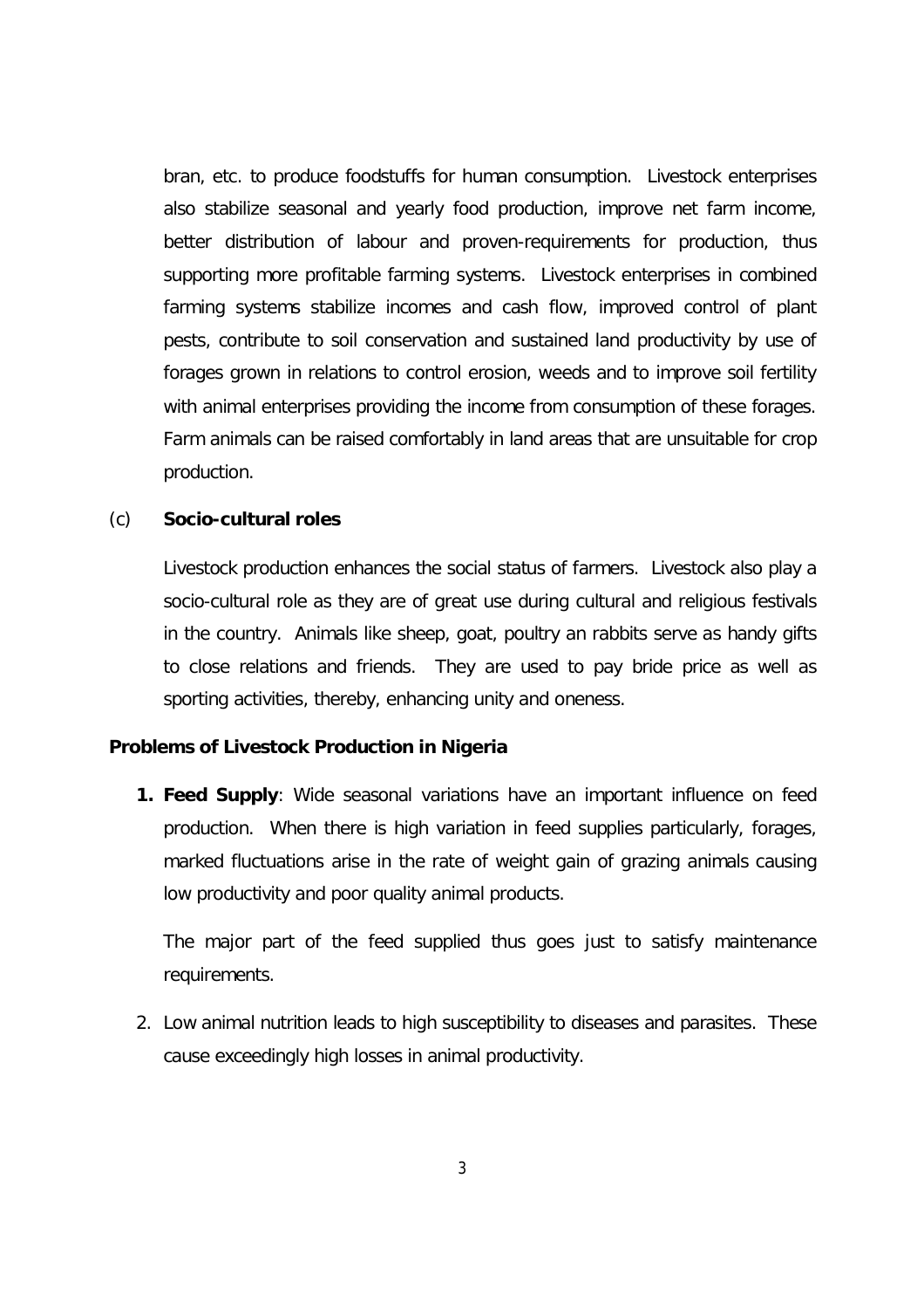bran, etc. to produce foodstuffs for human consumption. Livestock enterprises also stabilize seasonal and yearly food production, improve net farm income, better distribution of labour and proven-requirements for production, thus supporting more profitable farming systems. Livestock enterprises in combined farming systems stabilize incomes and cash flow, improved control of plant pests, contribute to soil conservation and sustained land productivity by use of forages grown in relations to control erosion, weeds and to improve soil fertility with animal enterprises providing the income from consumption of these forages. Farm animals can be raised comfortably in land areas that are unsuitable for crop production.

(c) **Socio-cultural roles**

Livestock production enhances the social status of farmers. Livestock also play a socio-cultural role as they are of great use during cultural and religious festivals in the country. Animals like sheep, goat, poultry an rabbits serve as handy gifts to close relations and friends. They are used to pay bride price as well as sporting activities, thereby, enhancing unity and oneness.

**Problems of Livestock Production in Nigeria**

1. **Feed Supply**: Wide seasonal variations have an important influence on feed production. When there is high variation in feed supplies particularly, forages, marked fluctuations arise in the rate of weight gain of grazing animals causing low productivity and poor quality animal products.

   The major part of the feed supplied thus goes just to satisfy maintenance requirements.

2. Low animal nutrition leads to high susceptibility to diseases and parasites. These cause exceedingly high losses in animal productivity.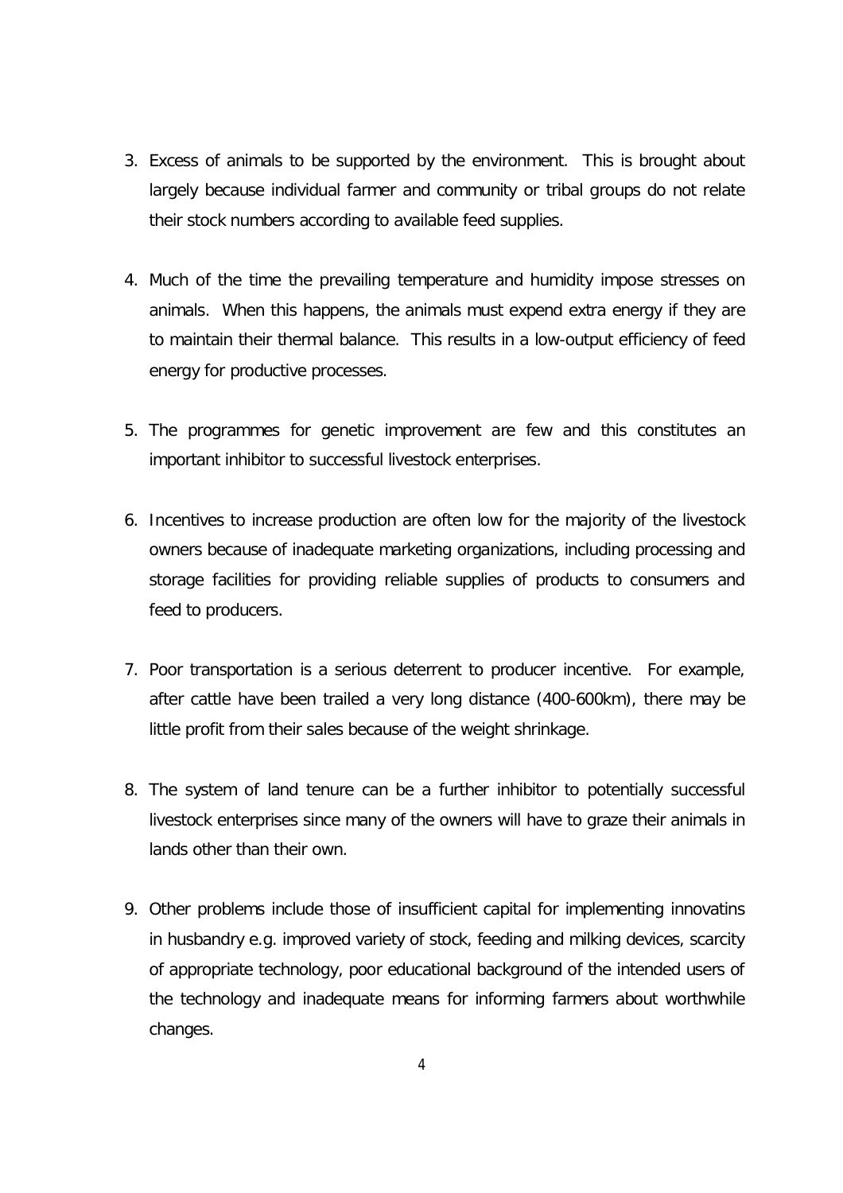3. Excess of animals to be supported by the environment. This is brought about largely because individual farmer and community or tribal groups do not relate their stock numbers according to available feed supplies.

4. Much of the time the prevailing temperature and humidity impose stresses on animals. When this happens, the animals must expend extra energy if they are to maintain their thermal balance. This results in a low-output efficiency of feed energy for productive processes.

5. The programmes for genetic improvement are few and this constitutes an important inhibitor to successful livestock enterprises.

6. Incentives to increase production are often low for the majority of the livestock owners because of inadequate marketing organizations, including processing and storage facilities for providing reliable supplies of products to consumers and feed to producers.

7. Poor transportation is a serious deterrent to producer incentive. For example, after cattle have been trailed a very long distance (400-600km), there may be little profit from their sales because of the weight shrinkage.

8. The system of land tenure can be a further inhibitor to potentially successful livestock enterprises since many of the owners will have to graze their animals in lands other than their own.

9. Other problems include those of insufficient capital for implementing innovatins in husbandry e.g. improved variety of stock, feeding and milking devices, scarcity of appropriate technology, poor educational background of the intended users of the technology and inadequate means for informing farmers about worthwhile changes.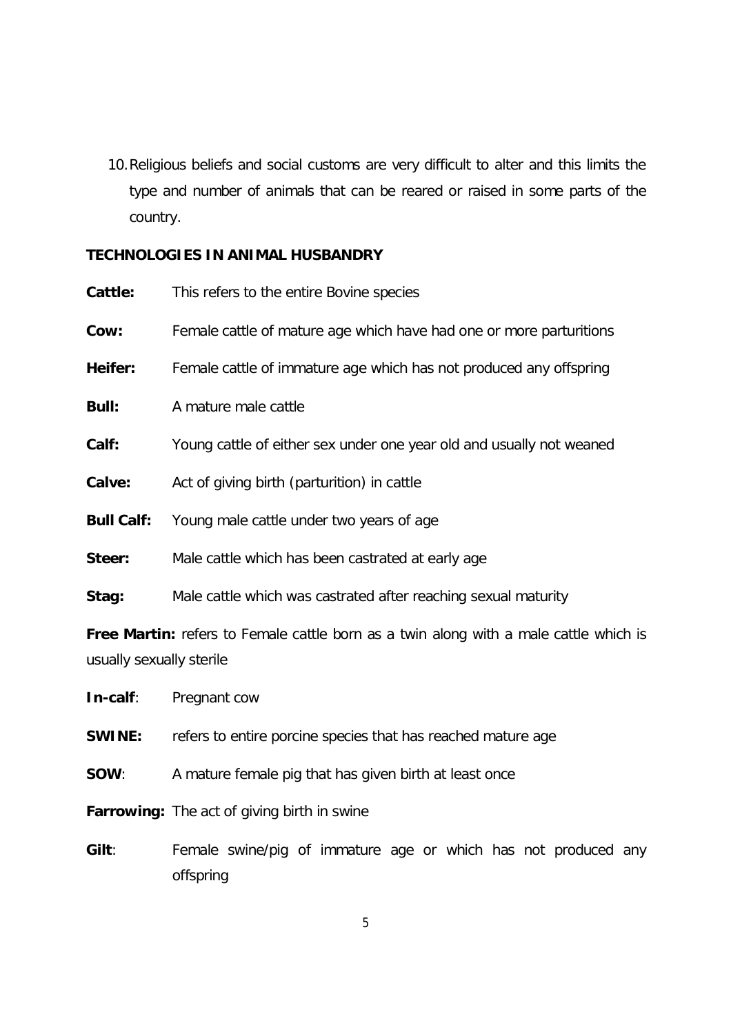10. Religious beliefs and social customs are very difficult to alter and this limits the type and number of animals that can be reared or raised in some parts of the country.

## TECHNOLOGIES IN ANIMAL HUSBANDRY

**Cattle:** This refers to the entire Bovine species

**Cow:** Female cattle of mature age which have had one or more parturitions

**Heifer:** Female cattle of immature age which has not produced any offspring

**Bull:** A mature male cattle

**Calf:** Young cattle of either sex under one year old and usually not weaned

**Calve:** Act of giving birth (parturition) in cattle

**Bull Calf:** Young male cattle under two years of age

**Steer:** Male cattle which has been castrated at early age

**Stag:** Male cattle which was castrated after reaching sexual maturity

**Free Martin:** refers to Female cattle born as a twin along with a male cattle which is usually sexually sterile

**In-calf**: Pregnant cow

**SWINE:** refers to entire porcine species that has reached mature age

**SOW**: A mature female pig that has given birth at least once

**Farrowing:** The act of giving birth in swine

**Gilt**: Female swine/pig of immature age or which has not produced any offspring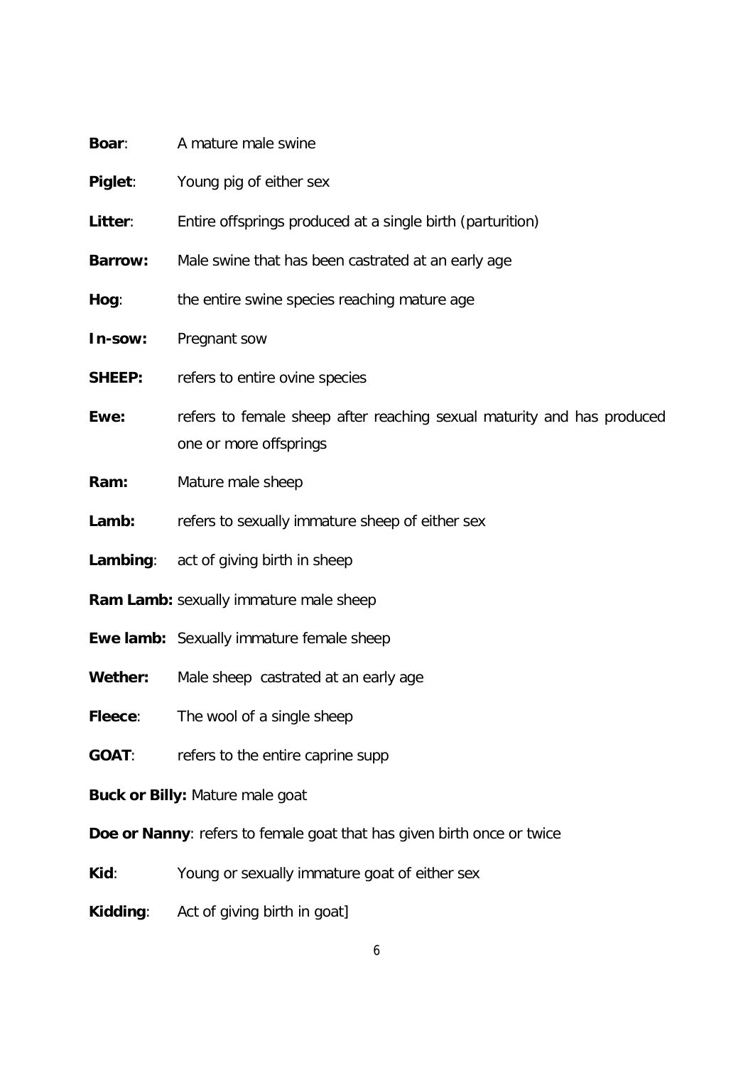**Boar**: A mature male swine

**Piglet**: Young pig of either sex

**Litter**: Entire offsprings produced at a single birth (parturition)

**Barrow:** Male swine that has been castrated at an early age

**Hog**: the entire swine species reaching mature age

**In-sow:** Pregnant sow

**SHEEP:** refers to entire ovine species

**Ewe:** refers to female sheep after reaching sexual maturity and has produced one or more offsprings

**Ram:** Mature male sheep

**Lamb:** refers to sexually immature sheep of either sex

**Lambing**: act of giving birth in sheep

**Ram Lamb:** sexually immature male sheep

**Ewe lamb:** Sexually immature female sheep

**Wether:** Male sheep castrated at an early age

**Fleece**: The wool of a single sheep

**GOAT**: refers to the entire caprine supp

**Buck or Billy:** Mature male goat

**Doe or Nanny**: refers to female goat that has given birth once or twice

**Kid**: Young or sexually immature goat of either sex

**Kidding**: Act of giving birth in goat]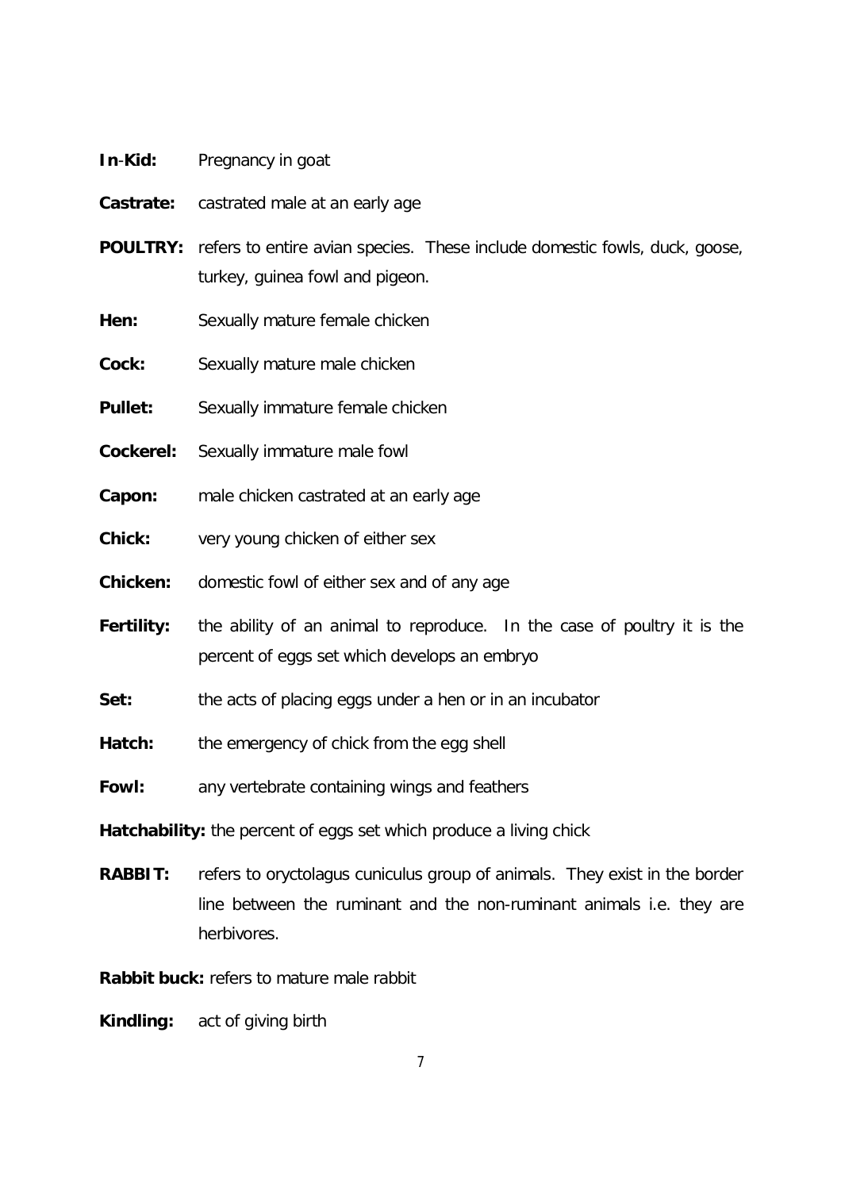**In-Kid:** Pregnancy in goat

**Castrate:** castrated male at an early age

**POULTRY:** refers to entire avian species. These include domestic fowls, duck, goose, turkey, guinea fowl and pigeon.

**Hen:** Sexually mature female chicken

**Cock:** Sexually mature male chicken

**Pullet:** Sexually immature female chicken

**Cockerel:** Sexually immature male fowl

**Capon:** male chicken castrated at an early age

**Chick:** very young chicken of either sex

**Chicken:** domestic fowl of either sex and of any age

**Fertility:** the ability of an animal to reproduce. In the case of poultry it is the percent of eggs set which develops an embryo

**Set:** the acts of placing eggs under a hen or in an incubator

**Hatch:** the emergency of chick from the egg shell

**Fowl:** any vertebrate containing wings and feathers

**Hatchability:** the percent of eggs set which produce a living chick

**RABBIT:** refers to oryctolagus cuniculus group of animals. They exist in the border line between the ruminant and the non-ruminant animals i.e. they are herbivores.

**Rabbit buck:** refers to mature male rabbit

**Kindling:** act of giving birth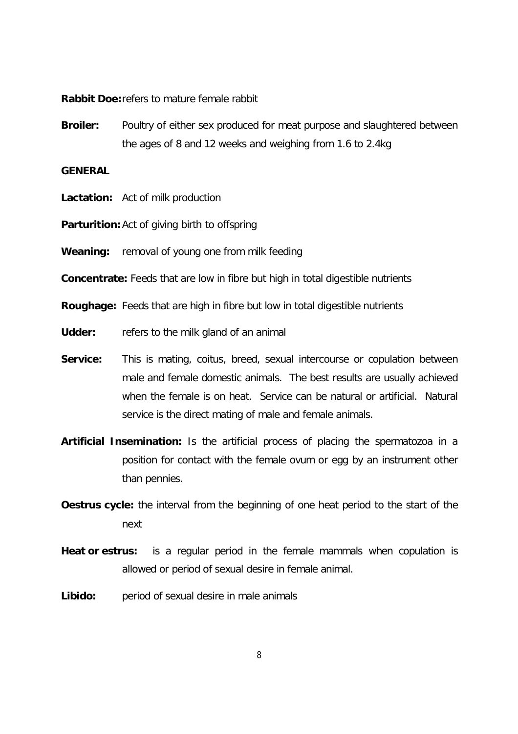**Rabbit Doe:** refers to mature female rabbit

**Broiler:** Poultry of either sex produced for meat purpose and slaughtered between the ages of 8 and 12 weeks and weighing from 1.6 to 2.4kg

**GENERAL**

**Lactation:** Act of milk production

**Parturition:** Act of giving birth to offspring

**Weaning:** removal of young one from milk feeding

**Concentrate:** Feeds that are low in fibre but high in total digestible nutrients

**Roughage:** Feeds that are high in fibre but low in total digestible nutrients

**Udder:** refers to the milk gland of an animal

**Service:** This is mating, coitus, breed, sexual intercourse or copulation between male and female domestic animals. The best results are usually achieved when the female is on heat. Service can be natural or artificial. Natural service is the direct mating of male and female animals.

**Artificial Insemination:** Is the artificial process of placing the spermatozoa in a position for contact with the female ovum or egg by an instrument other than pennies.

**Oestrus cycle:** the interval from the beginning of one heat period to the start of the next

**Heat or estrus:** is a regular period in the female mammals when copulation is allowed or period of sexual desire in female animal.

**Libido:** period of sexual desire in male animals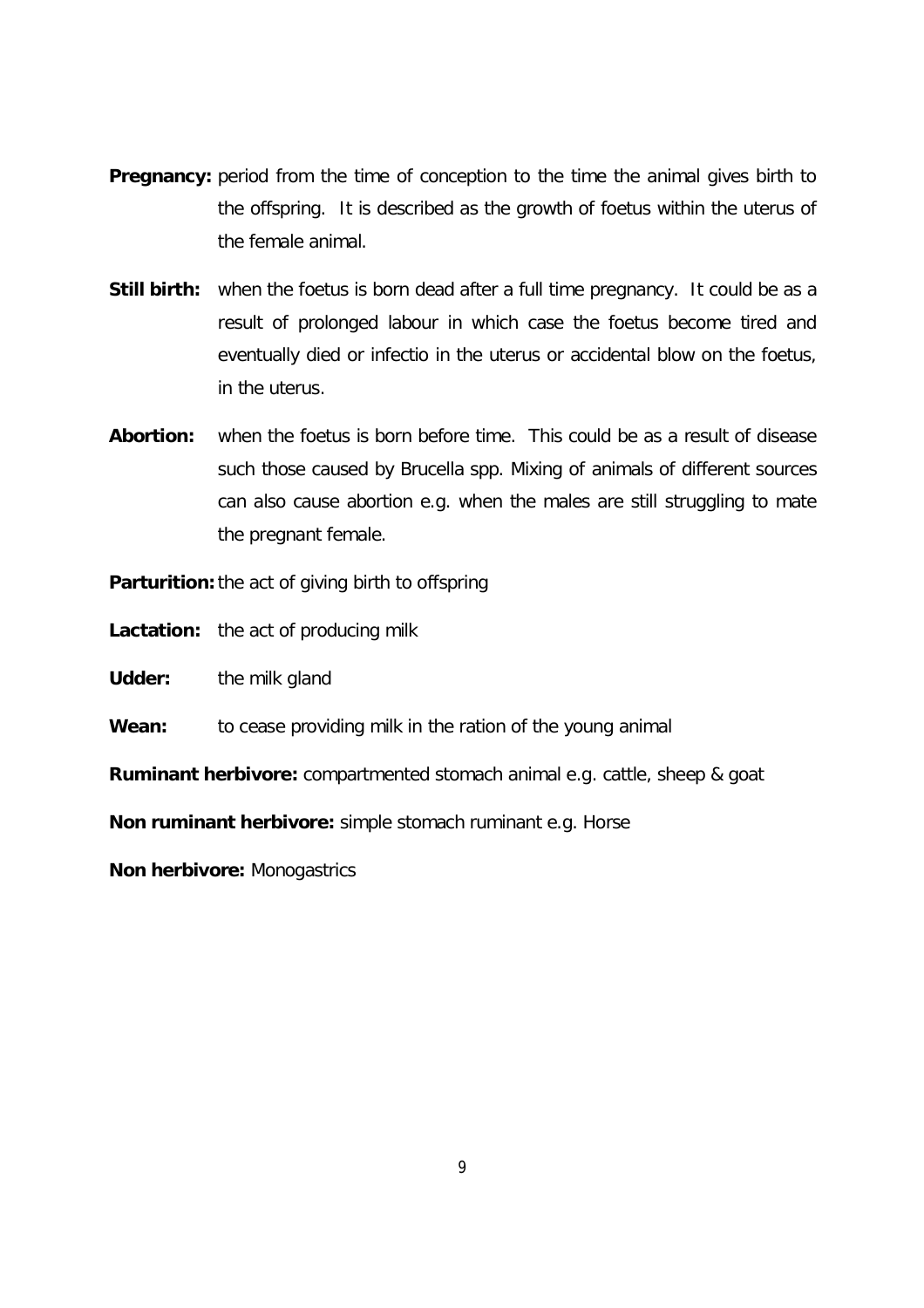**Pregnancy:** period from the time of conception to the time the animal gives birth to the offspring. It is described as the growth of foetus within the uterus of the female animal.

**Still birth:** when the foetus is born dead after a full time pregnancy. It could be as a result of prolonged labour in which case the foetus become tired and eventually died or infectio in the uterus or accidental blow on the foetus, in the uterus.

**Abortion:** when the foetus is born before time. This could be as a result of disease such those caused by Brucella spp. Mixing of animals of different sources can also cause abortion e.g. when the males are still struggling to mate the pregnant female.

**Parturition:** the act of giving birth to offspring

**Lactation:** the act of producing milk

**Udder:** the milk gland

**Wean:** to cease providing milk in the ration of the young animal

**Ruminant herbivore:** compartmented stomach animal e.g. cattle, sheep & goat

**Non ruminant herbivore:** simple stomach ruminant e.g. Horse

**Non herbivore:** Monogastrics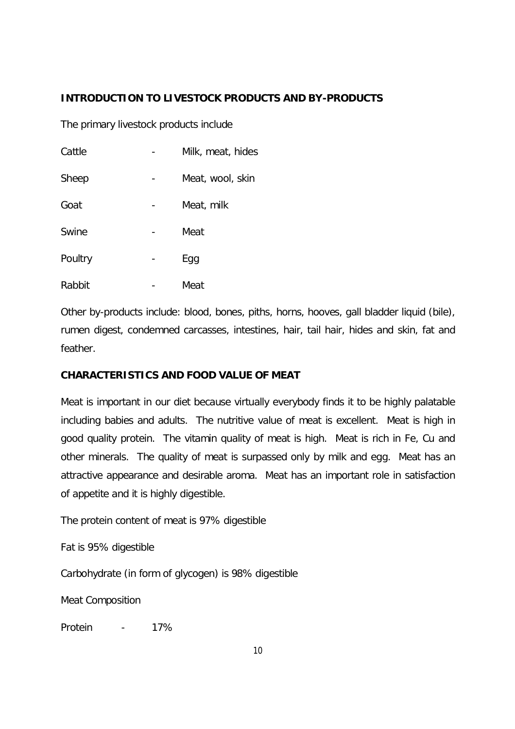## INTRODUCTION TO LIVESTOCK PRODUCTS AND BY-PRODUCTS

The primary livestock products include

| | | |
|---|---|---|
| Cattle | - | Milk, meat, hides |
| Sheep | - | Meat, wool, skin |
| Goat | - | Meat, milk |
| Swine | - | Meat |
| Poultry | - | Egg |
| Rabbit | - | Meat |

Other by-products include: blood, bones, piths, horns, hooves, gall bladder liquid (bile), rumen digest, condemned carcasses, intestines, hair, tail hair, hides and skin, fat and feather.

## CHARACTERISTICS AND FOOD VALUE OF MEAT

Meat is important in our diet because virtually everybody finds it to be highly palatable including babies and adults. The nutritive value of meat is excellent. Meat is high in good quality protein. The vitamin quality of meat is high. Meat is rich in Fe, Cu and other minerals. The quality of meat is surpassed only by milk and egg. Meat has an attractive appearance and desirable aroma. Meat has an important role in satisfaction of appetite and it is highly digestible.

The protein content of meat is 97% digestible

Fat is 95% digestible

Carbohydrate (in form of glycogen) is 98% digestible

Meat Composition

Protein - 17%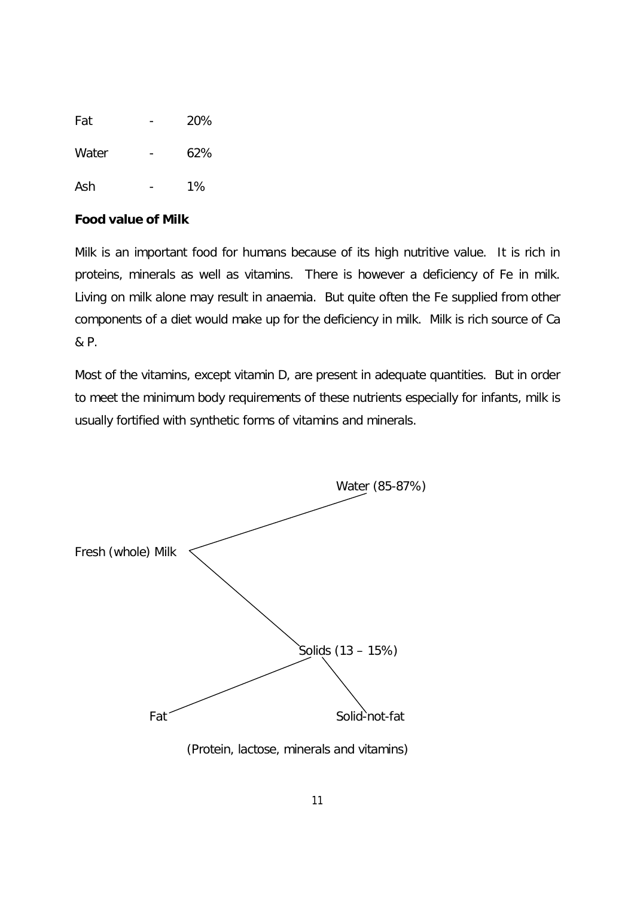Fat - 20%

Water - 62%

Ash - 1%

**Food value of Milk**

Milk is an important food for humans because of its high nutritive value. It is rich in proteins, minerals as well as vitamins. There is however a deficiency of Fe in milk. Living on milk alone may result in anaemia. But quite often the Fe supplied from other components of a diet would make up for the deficiency in milk. Milk is rich source of Ca & P.

Most of the vitamins, except vitamin D, are present in adequate quantities. But in order to meet the minimum body requirements of these nutrients especially for infants, milk is usually fortified with synthetic forms of vitamins and minerals.

```
Fresh (whole) Milk
├── Water (85-87%)
└── Solids (13 – 15%)
    ├── Fat
    └── Solid-not-fat
        (Protein, lactose, minerals and vitamins)
```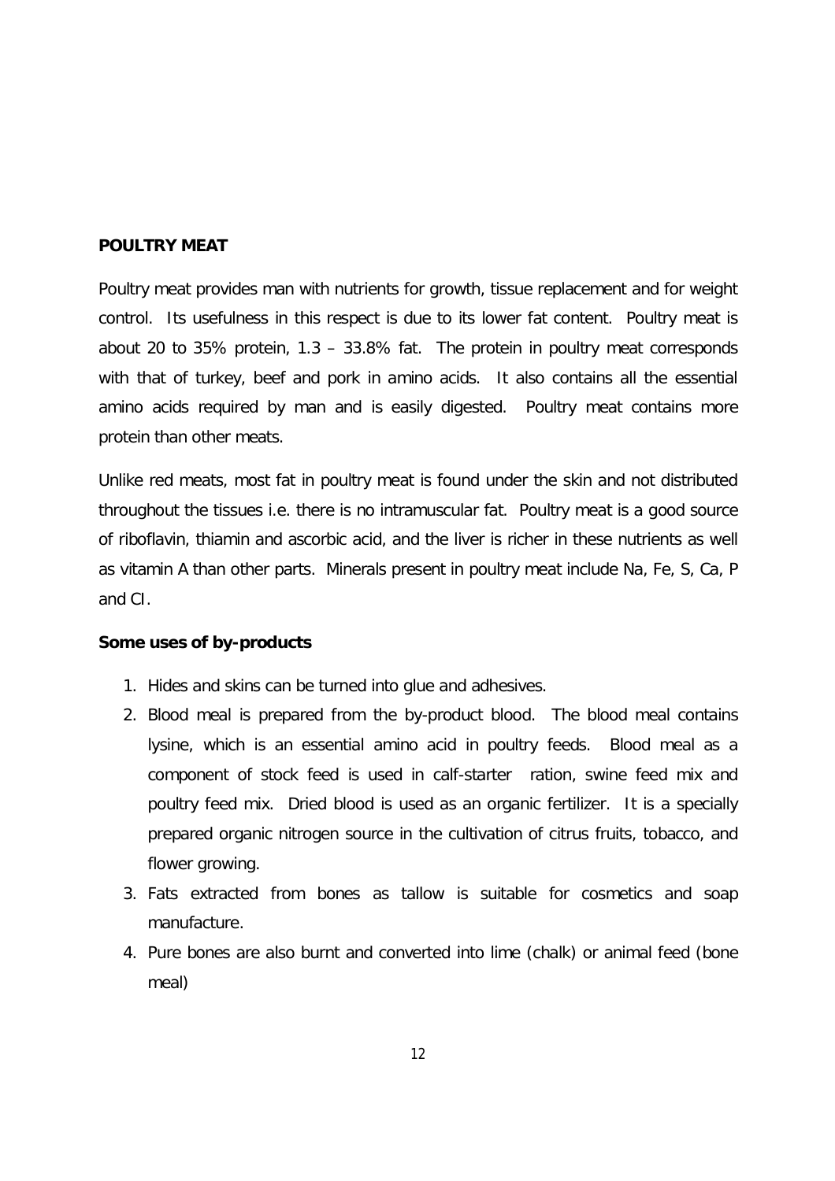**POULTRY MEAT**

Poultry meat provides man with nutrients for growth, tissue replacement and for weight control. Its usefulness in this respect is due to its lower fat content. Poultry meat is about 20 to 35% protein, 1.3 – 33.8% fat. The protein in poultry meat corresponds with that of turkey, beef and pork in amino acids. It also contains all the essential amino acids required by man and is easily digested. Poultry meat contains more protein than other meats.

Unlike red meats, most fat in poultry meat is found under the skin and not distributed throughout the tissues i.e. there is no intramuscular fat. Poultry meat is a good source of riboflavin, thiamin and ascorbic acid, and the liver is richer in these nutrients as well as vitamin A than other parts. Minerals present in poultry meat include Na, Fe, S, Ca, P and CI.

**Some uses of by-products**

1. Hides and skins can be turned into glue and adhesives.
2. Blood meal is prepared from the by-product blood. The blood meal contains lysine, which is an essential amino acid in poultry feeds. Blood meal as a component of stock feed is used in calf-starter ration, swine feed mix and poultry feed mix. Dried blood is used as an organic fertilizer. It is a specially prepared organic nitrogen source in the cultivation of citrus fruits, tobacco, and flower growing.
3. Fats extracted from bones as tallow is suitable for cosmetics and soap manufacture.
4. Pure bones are also burnt and converted into lime (chalk) or animal feed (bone meal)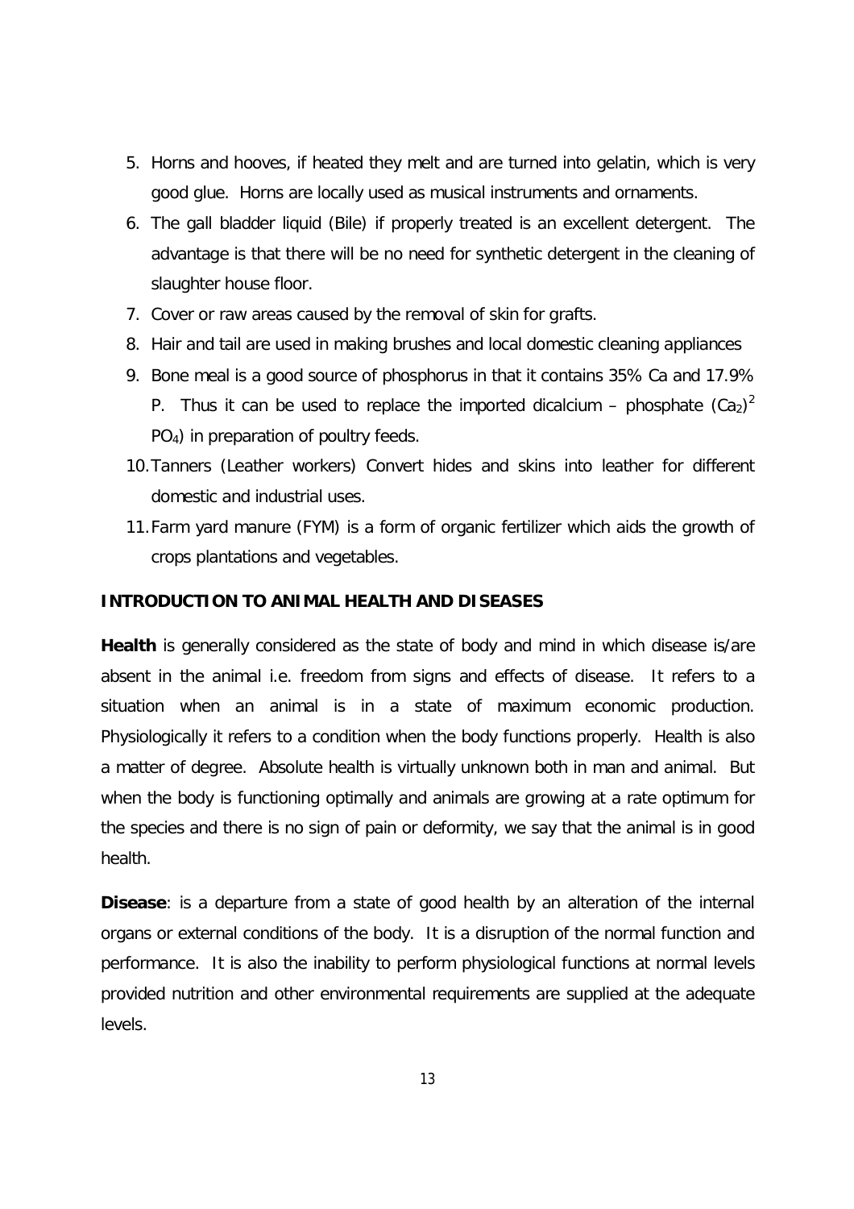5. Horns and hooves, if heated they melt and are turned into gelatin, which is very good glue. Horns are locally used as musical instruments and ornaments.
6. The gall bladder liquid (Bile) if properly treated is an excellent detergent. The advantage is that there will be no need for synthetic detergent in the cleaning of slaughter house floor.
7. Cover or raw areas caused by the removal of skin for grafts.
8. Hair and tail are used in making brushes and local domestic cleaning appliances
9. Bone meal is a good source of phosphorus in that it contains 35% Ca and 17.9% P. Thus it can be used to replace the imported dicalcium – phosphate $(Ca_2)^2$ $PO_4$) in preparation of poultry feeds.
10. Tanners (Leather workers) Convert hides and skins into leather for different domestic and industrial uses.
11. Farm yard manure (FYM) is a form of organic fertilizer which aids the growth of crops plantations and vegetables.

## INTRODUCTION TO ANIMAL HEALTH AND DISEASES

**Health** is generally considered as the state of body and mind in which disease is/are absent in the animal i.e. freedom from signs and effects of disease. It refers to a situation when an animal is in a state of maximum economic production. Physiologically it refers to a condition when the body functions properly. Health is also a matter of degree. Absolute health is virtually unknown both in man and animal. But when the body is functioning optimally and animals are growing at a rate optimum for the species and there is no sign of pain or deformity, we say that the animal is in good health.

**Disease**: is a departure from a state of good health by an alteration of the internal organs or external conditions of the body. It is a disruption of the normal function and performance. It is also the inability to perform physiological functions at normal levels provided nutrition and other environmental requirements are supplied at the adequate levels.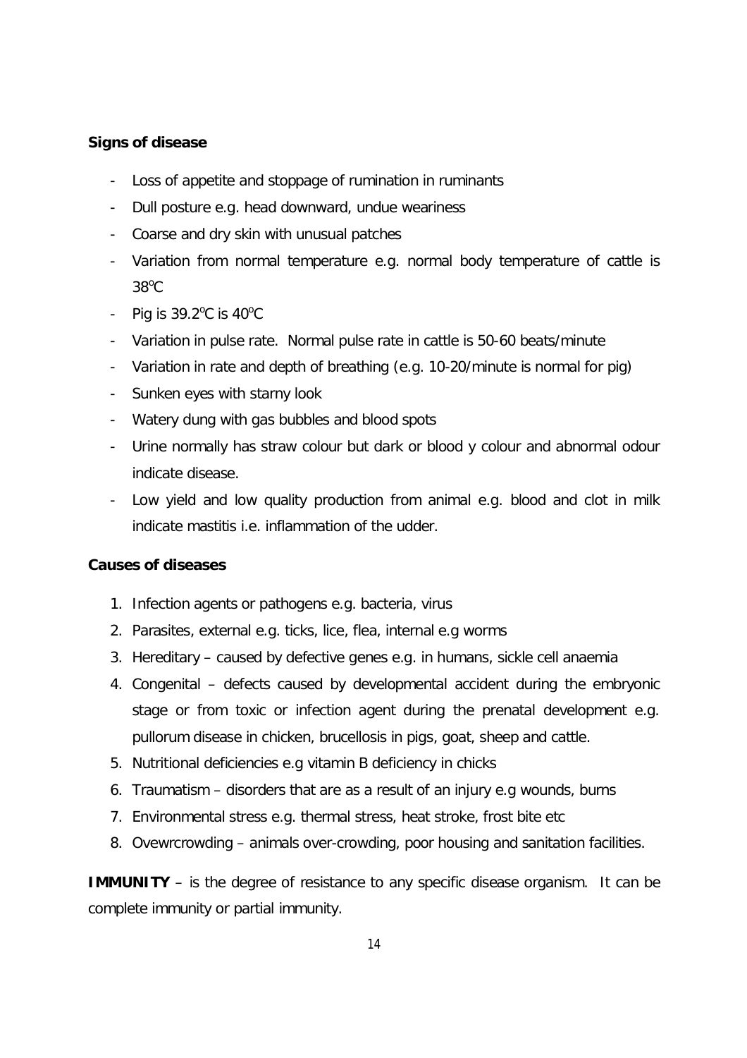**Signs of disease**

- Loss of appetite and stoppage of rumination in ruminants
- Dull posture e.g. head downward, undue weariness
- Coarse and dry skin with unusual patches
- Variation from normal temperature e.g. normal body temperature of cattle is $38^oC$
- Pig is $39.2^oC$ is $40^oC$
- Variation in pulse rate. Normal pulse rate in cattle is 50-60 beats/minute
- Variation in rate and depth of breathing (e.g. 10-20/minute is normal for pig)
- Sunken eyes with starny look
- Watery dung with gas bubbles and blood spots
- Urine normally has straw colour but dark or blood y colour and abnormal odour indicate disease.
- Low yield and low quality production from animal e.g. blood and clot in milk indicate mastitis i.e. inflammation of the udder.

**Causes of diseases**

1. Infection agents or pathogens e.g. bacteria, virus
2. Parasites, external e.g. ticks, lice, flea, internal e.g worms
3. Hereditary – caused by defective genes e.g. in humans, sickle cell anaemia
4. Congenital – defects caused by developmental accident during the embryonic stage or from toxic or infection agent during the prenatal development e.g. pullorum disease in chicken, brucellosis in pigs, goat, sheep and cattle.
5. Nutritional deficiencies e.g vitamin B deficiency in chicks
6. Traumatism – disorders that are as a result of an injury e.g wounds, burns
7. Environmental stress e.g. thermal stress, heat stroke, frost bite etc
8. Ovewrcrowding – animals over-crowding, poor housing and sanitation facilities.

**IMMUNITY** – is the degree of resistance to any specific disease organism. It can be complete immunity or partial immunity.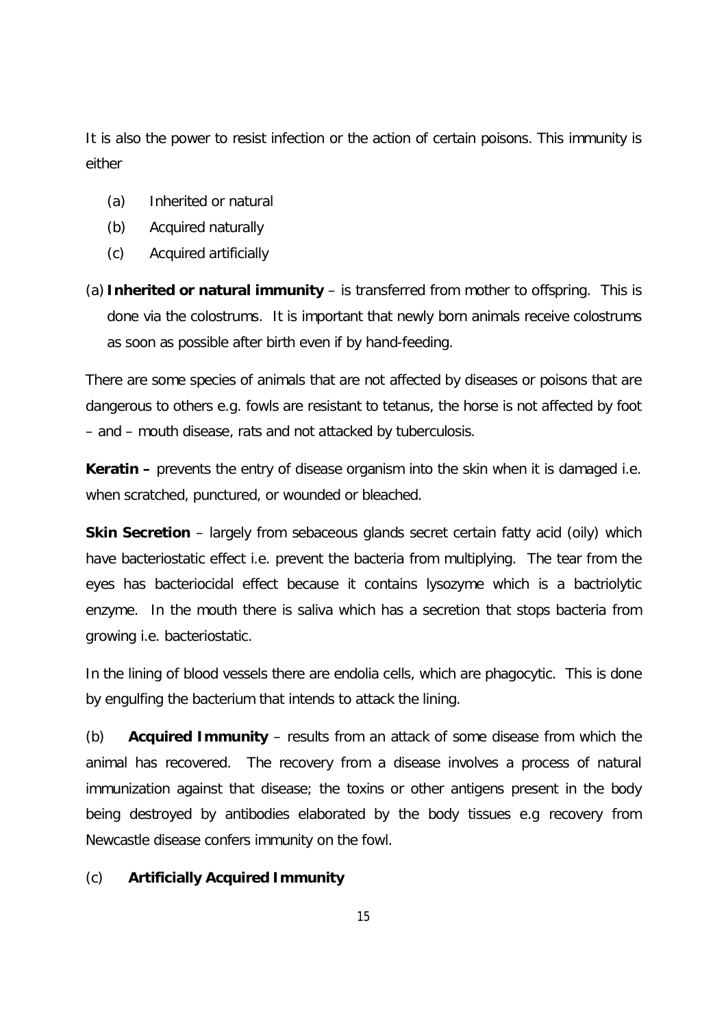It is also the power to resist infection or the action of certain poisons. This immunity is either

(a) Inherited or natural
(b) Acquired naturally
(c) Acquired artificially

(a) **Inherited or natural immunity** – is transferred from mother to offspring. This is done via the colostrums. It is important that newly born animals receive colostrums as soon as possible after birth even if by hand-feeding.

There are some species of animals that are not affected by diseases or poisons that are dangerous to others e.g. fowls are resistant to tetanus, the horse is not affected by foot – and – mouth disease, rats and not attacked by tuberculosis.

**Keratin –** prevents the entry of disease organism into the skin when it is damaged i.e. when scratched, punctured, or wounded or bleached.

**Skin Secretion** – largely from sebaceous glands secret certain fatty acid (oily) which have bacteriostatic effect i.e. prevent the bacteria from multiplying. The tear from the eyes has bacteriocidal effect because it contains lysozyme which is a bactriolytic enzyme. In the mouth there is saliva which has a secretion that stops bacteria from growing i.e. bacteriostatic.

In the lining of blood vessels there are endolia cells, which are phagocytic. This is done by engulfing the bacterium that intends to attack the lining.

(b) **Acquired Immunity** – results from an attack of some disease from which the animal has recovered. The recovery from a disease involves a process of natural immunization against that disease; the toxins or other antigens present in the body being destroyed by antibodies elaborated by the body tissues e.g recovery from Newcastle disease confers immunity on the fowl.

(c) **Artificially Acquired Immunity**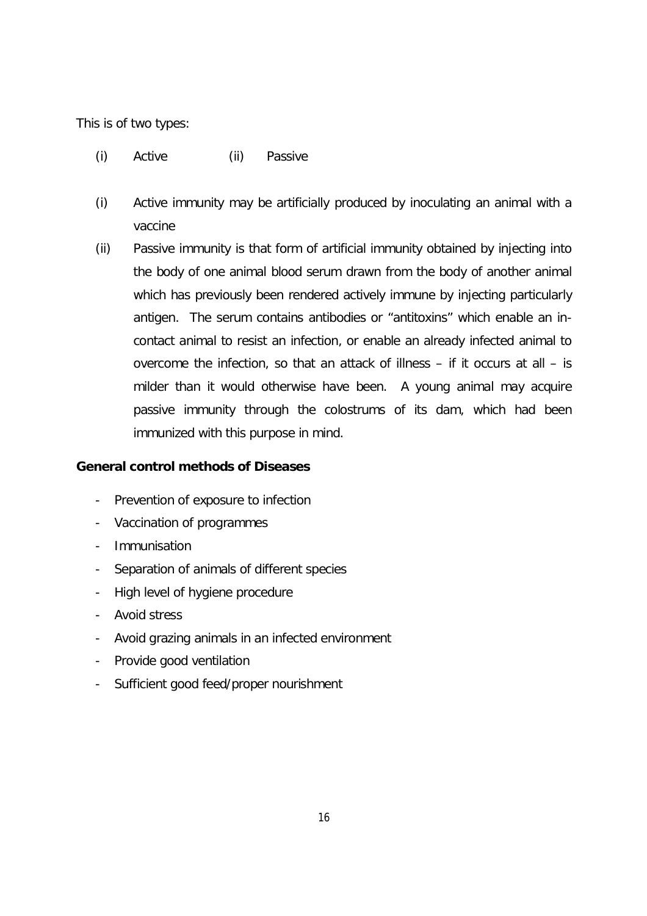This is of two types:

(i) Active (ii) Passive

(i) Active immunity may be artificially produced by inoculating an animal with a vaccine

(ii) Passive immunity is that form of artificial immunity obtained by injecting into the body of one animal blood serum drawn from the body of another animal which has previously been rendered actively immune by injecting particularly antigen. The serum contains antibodies or "antitoxins" which enable an in-contact animal to resist an infection, or enable an already infected animal to overcome the infection, so that an attack of illness – if it occurs at all – is milder than it would otherwise have been. A young animal may acquire passive immunity through the colostrums of its dam, which had been immunized with this purpose in mind.

**General control methods of Diseases**

- Prevention of exposure to infection
- Vaccination of programmes
- Immunisation
- Separation of animals of different species
- High level of hygiene procedure
- Avoid stress
- Avoid grazing animals in an infected environment
- Provide good ventilation
- Sufficient good feed/proper nourishment